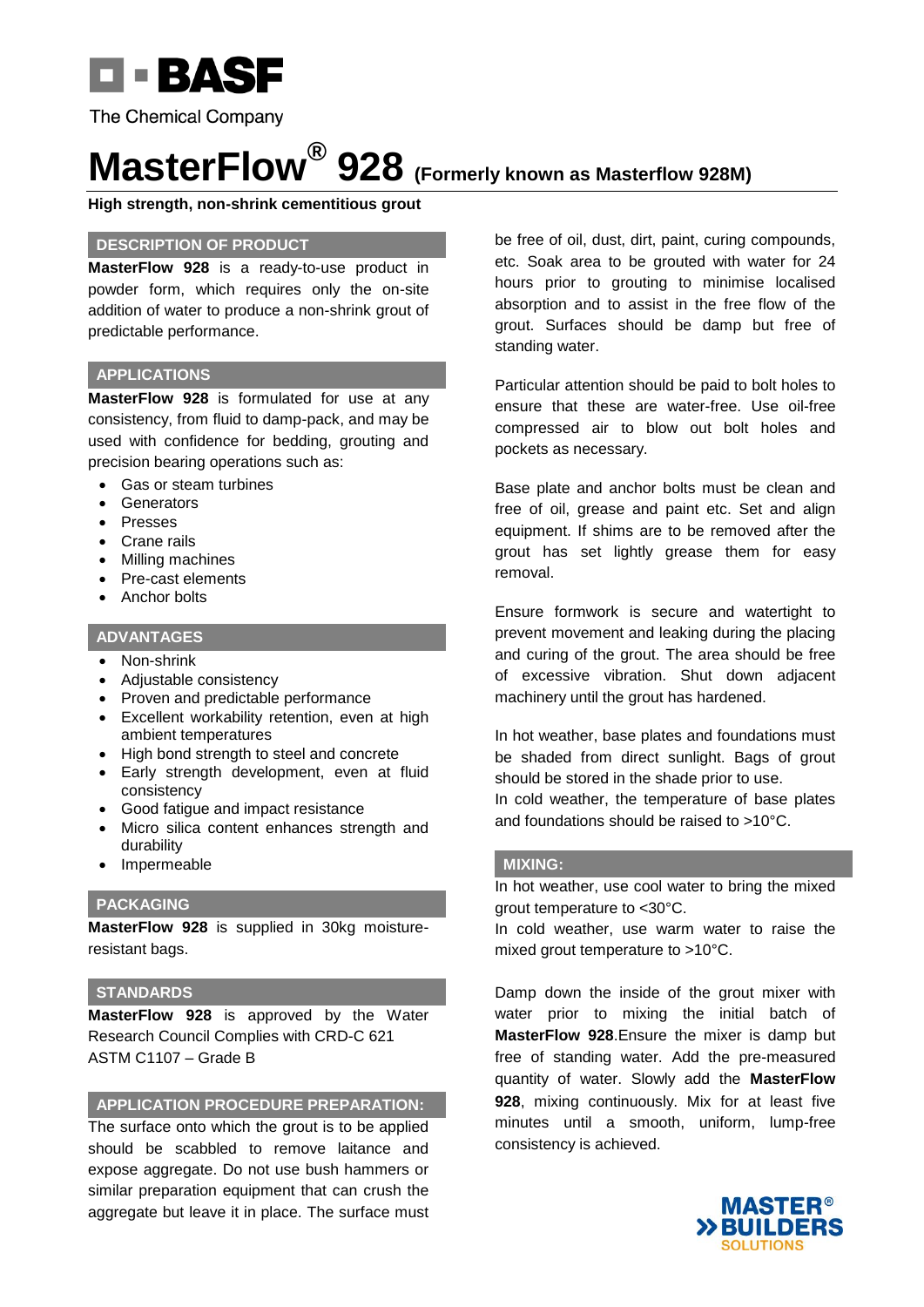BASF

The Chemical Company

# MasterFlow® 928 (Formerly known as Masterflow 928M)

**High strength, non-shrink cementitious grout**

## DESCRIPTION OF PRODUCT

**MasterFlow 928** is a ready-to-use product in powder form, which requires only the on-site addition of water to produce a non-shrink grout of predictable performance.

## APPLICATIONS

**MasterFlow 928** is formulated for use at any consistency, from fluid to damp-pack, and may be used with confidence for bedding, grouting and precision bearing operations such as:

- Gas or steam turbines
- Generators
- Presses
- Crane rails
- Milling machines
- Pre-cast elements
- Anchor bolts

## ADVANTAGES

- Non-shrink
- Adjustable consistency
- Proven and predictable performance
- Excellent workability retention, even at high ambient temperatures
- High bond strength to steel and concrete
- Early strength development, even at fluid consistency
- Good fatigue and impact resistance
- Micro silica content enhances strength and durability
- Impermeable

## PACKAGING

**MasterFlow 928** is supplied in 30kg moisture-resistant bags.

## STANDARDS

**MasterFlow 928** is approved by the Water Research Council Complies with CRD-C 621
ASTM C1107 – Grade B

## APPLICATION PROCEDURE PREPARATION:

The surface onto which the grout is to be applied should be scabbled to remove laitance and expose aggregate. Do not use bush hammers or similar preparation equipment that can crush the aggregate but leave it in place. The surface must be free of oil, dust, dirt, paint, curing compounds, etc. Soak area to be grouted with water for 24 hours prior to grouting to minimise localised absorption and to assist in the free flow of the grout. Surfaces should be damp but free of standing water.

Particular attention should be paid to bolt holes to ensure that these are water-free. Use oil-free compressed air to blow out bolt holes and pockets as necessary.

Base plate and anchor bolts must be clean and free of oil, grease and paint etc. Set and align equipment. If shims are to be removed after the grout has set lightly grease them for easy removal.

Ensure formwork is secure and watertight to prevent movement and leaking during the placing and curing of the grout. The area should be free of excessive vibration. Shut down adjacent machinery until the grout has hardened.

In hot weather, base plates and foundations must be shaded from direct sunlight. Bags of grout should be stored in the shade prior to use.
In cold weather, the temperature of base plates and foundations should be raised to >10°C.

## MIXING:

In hot weather, use cool water to bring the mixed grout temperature to <30°C.
In cold weather, use warm water to raise the mixed grout temperature to >10°C.

Damp down the inside of the grout mixer with water prior to mixing the initial batch of **MasterFlow 928**.Ensure the mixer is damp but free of standing water. Add the pre-measured quantity of water. Slowly add the **MasterFlow 928**, mixing continuously. Mix for at least five minutes until a smooth, uniform, lump-free consistency is achieved.

MASTER® BUILDERS SOLUTIONS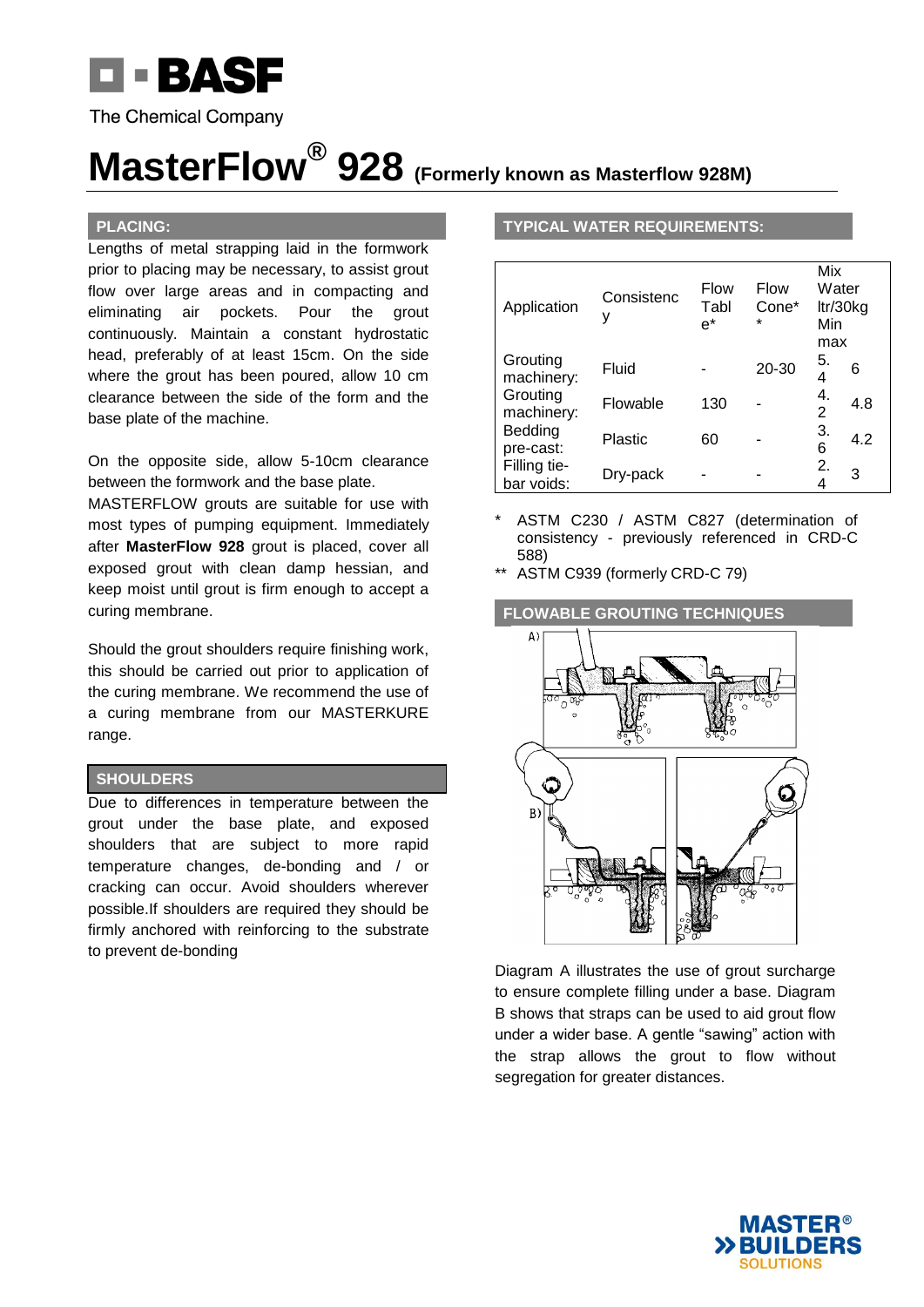# MasterFlow® 928 (Formerly known as Masterflow 928M)

## PLACING:

Lengths of metal strapping laid in the formwork prior to placing may be necessary, to assist grout flow over large areas and in compacting and eliminating air pockets. Pour the grout continuously. Maintain a constant hydrostatic head, preferably of at least 15cm. On the side where the grout has been poured, allow 10 cm clearance between the side of the form and the base plate of the machine.

On the opposite side, allow 5-10cm clearance between the formwork and the base plate.
MASTERFLOW grouts are suitable for use with most types of pumping equipment. Immediately after **MasterFlow 928** grout is placed, cover all exposed grout with clean damp hessian, and keep moist until grout is firm enough to accept a curing membrane.

Should the grout shoulders require finishing work, this should be carried out prior to application of the curing membrane. We recommend the use of a curing membrane from our MASTERKURE range.

## SHOULDERS

Due to differences in temperature between the grout under the base plate, and exposed shoulders that are subject to more rapid temperature changes, de-bonding and / or cracking can occur. Avoid shoulders wherever possible.If shoulders are required they should be firmly anchored with reinforcing to the substrate to prevent de-bonding

## TYPICAL WATER REQUIREMENTS:

| Application | Consistency | Flow Table* | Flow Cone** | Mix Water ltr/30kg Min | max |
|---|---|---|---|---|---|
| Grouting machinery: | Fluid | - | 20-30 | 5.4 | 6 |
| Grouting machinery: | Flowable | 130 | - | 4.2 | 4.8 |
| Bedding pre-cast: | Plastic | 60 | - | 3.6 | 4.2 |
| Filling tie-bar voids: | Dry-pack | - | - | 2.4 | 3 |

\* ASTM C230 / ASTM C827 (determination of consistency - previously referenced in CRD-C 588)

\*\* ASTM C939 (formerly CRD-C 79)

## FLOWABLE GROUTING TECHNIQUES

Diagram A illustrates the use of grout surcharge to ensure complete filling under a base. Diagram B shows that straps can be used to aid grout flow under a wider base. A gentle "sawing" action with the strap allows the grout to flow without segregation for greater distances.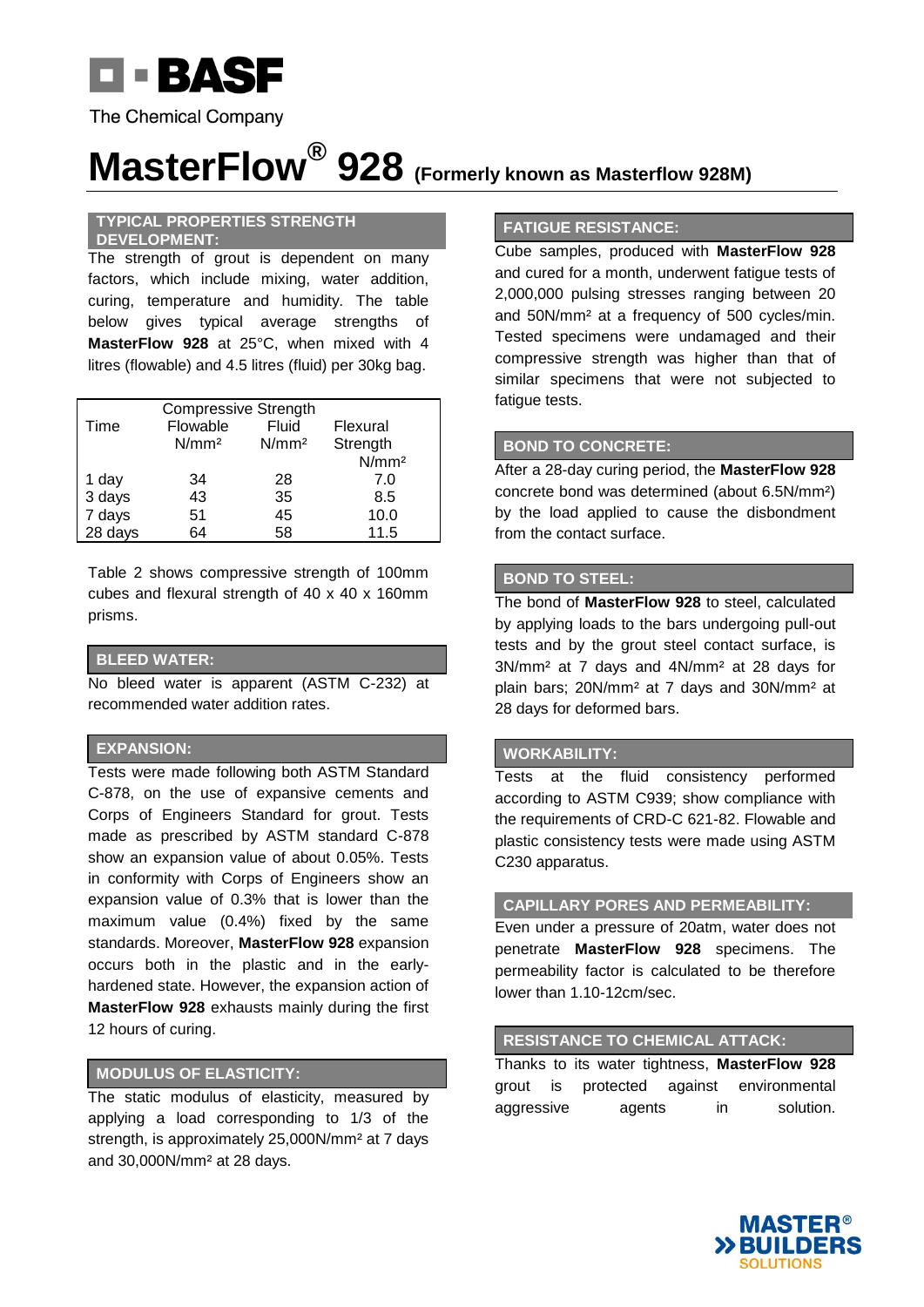BASF

The Chemical Company

# MasterFlow® 928 (Formerly known as Masterflow 928M)

## TYPICAL PROPERTIES STRENGTH DEVELOPMENT:

The strength of grout is dependent on many factors, which include mixing, water addition, curing, temperature and humidity. The table below gives typical average strengths of **MasterFlow 928** at 25°C, when mixed with 4 litres (flowable) and 4.5 litres (fluid) per 30kg bag.

| Time | Compressive Strength | | Flexural Strength N/mm² |
|---|---|---|---|
| | Flowable N/mm² | Fluid N/mm² | |
| 1 day | 34 | 28 | 7.0 |
| 3 days | 43 | 35 | 8.5 |
| 7 days | 51 | 45 | 10.0 |
| 28 days | 64 | 58 | 11.5 |

Table 2 shows compressive strength of 100mm cubes and flexural strength of 40 x 40 x 160mm prisms.

## BLEED WATER:

No bleed water is apparent (ASTM C-232) at recommended water addition rates.

## EXPANSION:

Tests were made following both ASTM Standard C-878, on the use of expansive cements and Corps of Engineers Standard for grout. Tests made as prescribed by ASTM standard C-878 show an expansion value of about 0.05%. Tests in conformity with Corps of Engineers show an expansion value of 0.3% that is lower than the maximum value (0.4%) fixed by the same standards. Moreover, **MasterFlow 928** expansion occurs both in the plastic and in the early-hardened state. However, the expansion action of **MasterFlow 928** exhausts mainly during the first 12 hours of curing.

## MODULUS OF ELASTICITY:

The static modulus of elasticity, measured by applying a load corresponding to 1/3 of the strength, is approximately 25,000N/mm² at 7 days and 30,000N/mm² at 28 days.

## FATIGUE RESISTANCE:

Cube samples, produced with **MasterFlow 928** and cured for a month, underwent fatigue tests of 2,000,000 pulsing stresses ranging between 20 and 50N/mm² at a frequency of 500 cycles/min. Tested specimens were undamaged and their compressive strength was higher than that of similar specimens that were not subjected to fatigue tests.

## BOND TO CONCRETE:

After a 28-day curing period, the **MasterFlow 928** concrete bond was determined (about 6.5N/mm²) by the load applied to cause the disbondment from the contact surface.

## BOND TO STEEL:

The bond of **MasterFlow 928** to steel, calculated by applying loads to the bars undergoing pull-out tests and by the grout steel contact surface, is 3N/mm² at 7 days and 4N/mm² at 28 days for plain bars; 20N/mm² at 7 days and 30N/mm² at 28 days for deformed bars.

## WORKABILITY:

Tests at the fluid consistency performed according to ASTM C939; show compliance with the requirements of CRD-C 621-82. Flowable and plastic consistency tests were made using ASTM C230 apparatus.

## CAPILLARY PORES AND PERMEABILITY:

Even under a pressure of 20atm, water does not penetrate **MasterFlow 928** specimens. The permeability factor is calculated to be therefore lower than 1.10-12cm/sec.

## RESISTANCE TO CHEMICAL ATTACK:

Thanks to its water tightness, **MasterFlow 928** grout is protected against environmental aggressive agents in solution.

MASTER® BUILDERS SOLUTIONS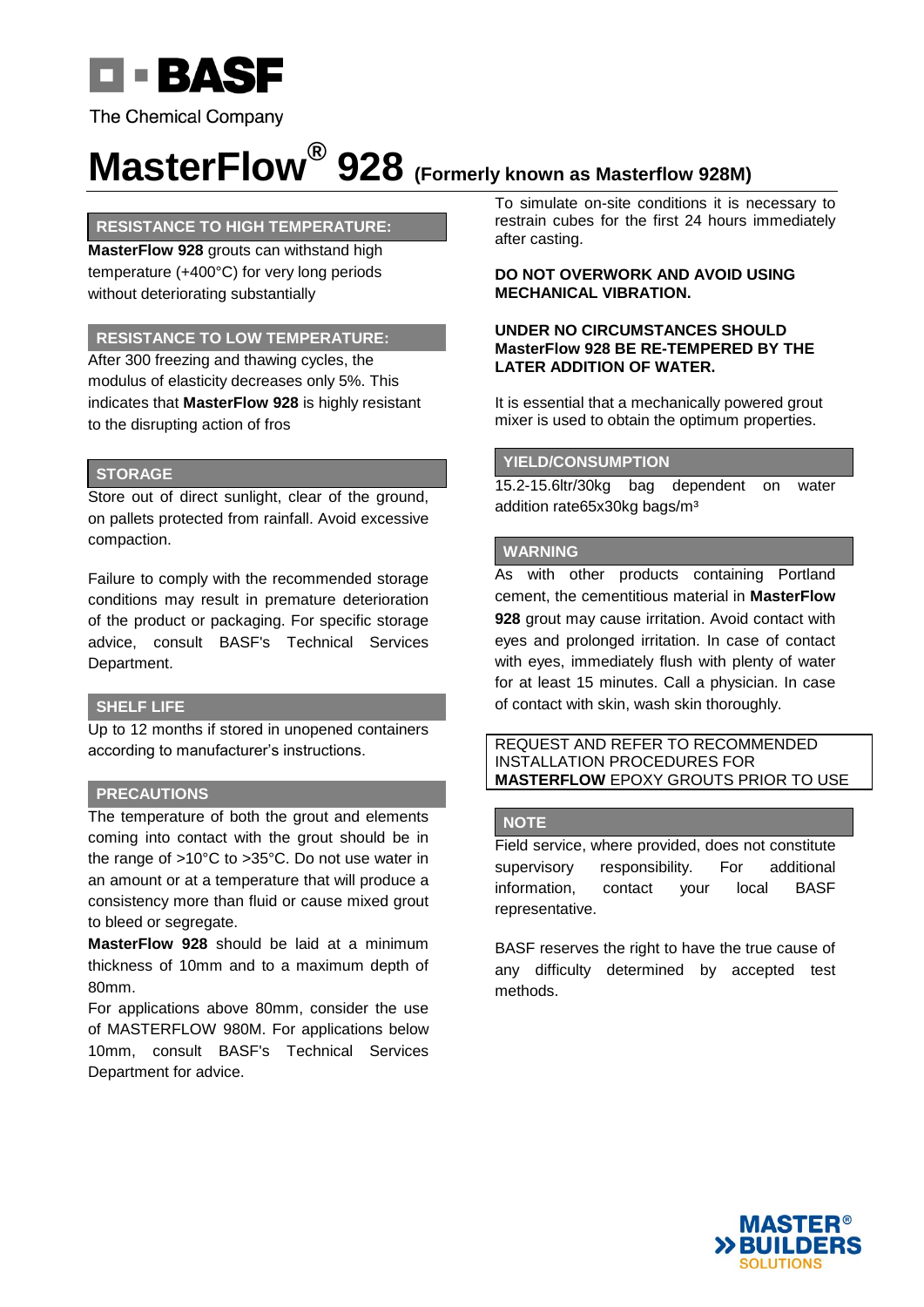# MasterFlow® 928 (Formerly known as Masterflow 928M)

## RESISTANCE TO HIGH TEMPERATURE:

**MasterFlow 928** grouts can withstand high temperature (+400°C) for very long periods without deteriorating substantially

## RESISTANCE TO LOW TEMPERATURE:

After 300 freezing and thawing cycles, the modulus of elasticity decreases only 5%. This indicates that **MasterFlow 928** is highly resistant to the disrupting action of fros

## STORAGE

Store out of direct sunlight, clear of the ground, on pallets protected from rainfall. Avoid excessive compaction.

Failure to comply with the recommended storage conditions may result in premature deterioration of the product or packaging. For specific storage advice, consult BASF's Technical Services Department.

## SHELF LIFE

Up to 12 months if stored in unopened containers according to manufacturer's instructions.

## PRECAUTIONS

The temperature of both the grout and elements coming into contact with the grout should be in the range of >10°C to >35°C. Do not use water in an amount or at a temperature that will produce a consistency more than fluid or cause mixed grout to bleed or segregate.

**MasterFlow 928** should be laid at a minimum thickness of 10mm and to a maximum depth of 80mm.

For applications above 80mm, consider the use of MASTERFLOW 980M. For applications below 10mm, consult BASF's Technical Services Department for advice.

To simulate on-site conditions it is necessary to restrain cubes for the first 24 hours immediately after casting.

**DO NOT OVERWORK AND AVOID USING MECHANICAL VIBRATION.**

**UNDER NO CIRCUMSTANCES SHOULD MasterFlow 928 BE RE-TEMPERED BY THE LATER ADDITION OF WATER.**

It is essential that a mechanically powered grout mixer is used to obtain the optimum properties.

## YIELD/CONSUMPTION

15.2-15.6ltr/30kg bag dependent on water addition rate65x30kg bags/m³

## WARNING

As with other products containing Portland cement, the cementitious material in **MasterFlow 928** grout may cause irritation. Avoid contact with eyes and prolonged irritation. In case of contact with eyes, immediately flush with plenty of water for at least 15 minutes. Call a physician. In case of contact with skin, wash skin thoroughly.

REQUEST AND REFER TO RECOMMENDED INSTALLATION PROCEDURES FOR **MASTERFLOW** EPOXY GROUTS PRIOR TO USE

## NOTE

Field service, where provided, does not constitute supervisory responsibility. For additional information, contact your local BASF representative.

BASF reserves the right to have the true cause of any difficulty determined by accepted test methods.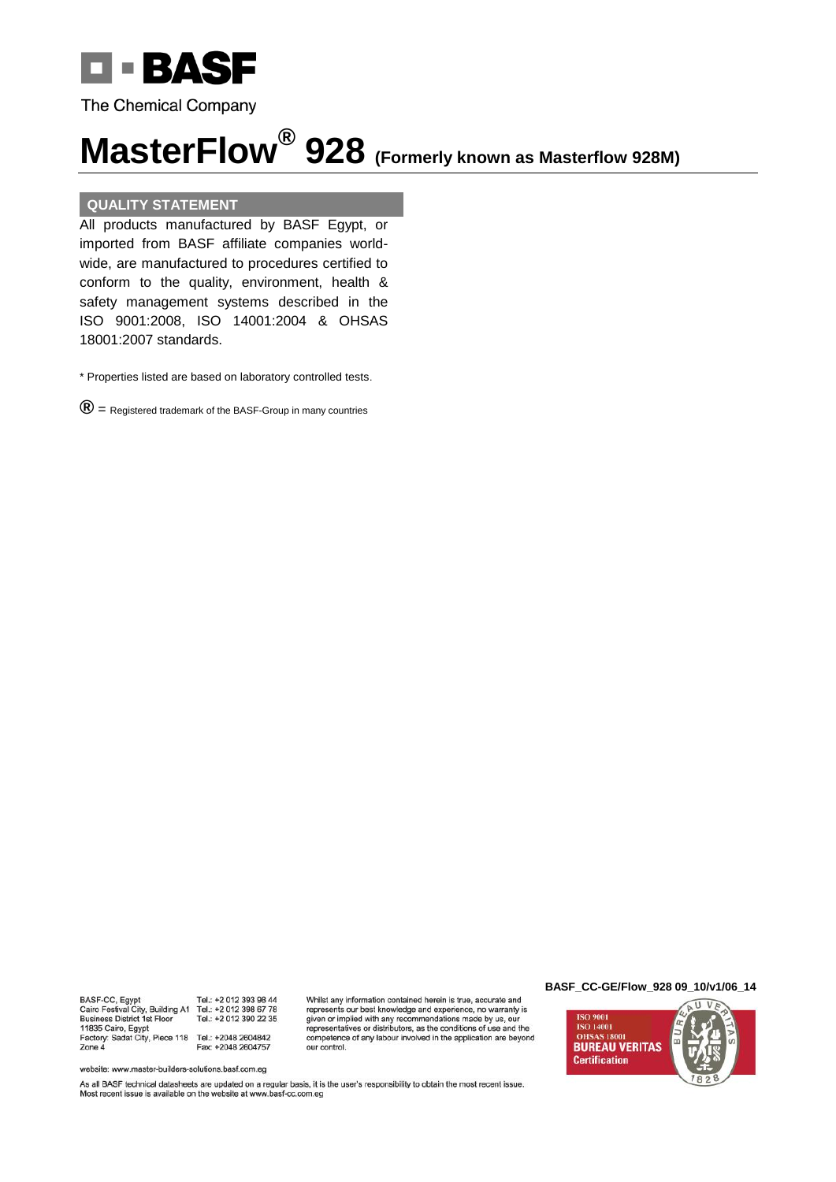# MasterFlow® 928 (Formerly known as Masterflow 928M)

## QUALITY STATEMENT

All products manufactured by BASF Egypt, or imported from BASF affiliate companies world-wide, are manufactured to procedures certified to conform to the quality, environment, health & safety management systems described in the ISO 9001:2008, ISO 14001:2004 & OHSAS 18001:2007 standards.

* Properties listed are based on laboratory controlled tests.

® = Registered trademark of the BASF-Group in many countries

BASF_CC-GE/Flow_928 09_10/v1/06_14

BASF-CC, Egypt
Cairo Festival City, Building A1
Business District 1st Floor
11835 Cairo, Egypt
Factory: Sadat City, Piece 118
Zone 4

Tel.: +2 012 393 98 44
Tel.: +2 012 398 67 78
Tel.: +2 012 390 22 35

Tel.: +2048 2604842
Fax: +2048 2604757

Whilst any information contained herein is true, accurate and represents our best knowledge and experience, no warranty is given or implied with any recommendations made by us, our representatives or distributors, as the conditions of use and the competence of any labour involved in the application are beyond our control.

website: www.master-builders-solutions.basf.com.eg

As all BASF technical datasheets are updated on a regular basis, it is the user's responsibility to obtain the most recent issue. Most recent issue is available on the website at www.basf-cc.com.eg

ISO 9001
ISO 14001
OHSAS 18001
BUREAU VERITAS
Certification